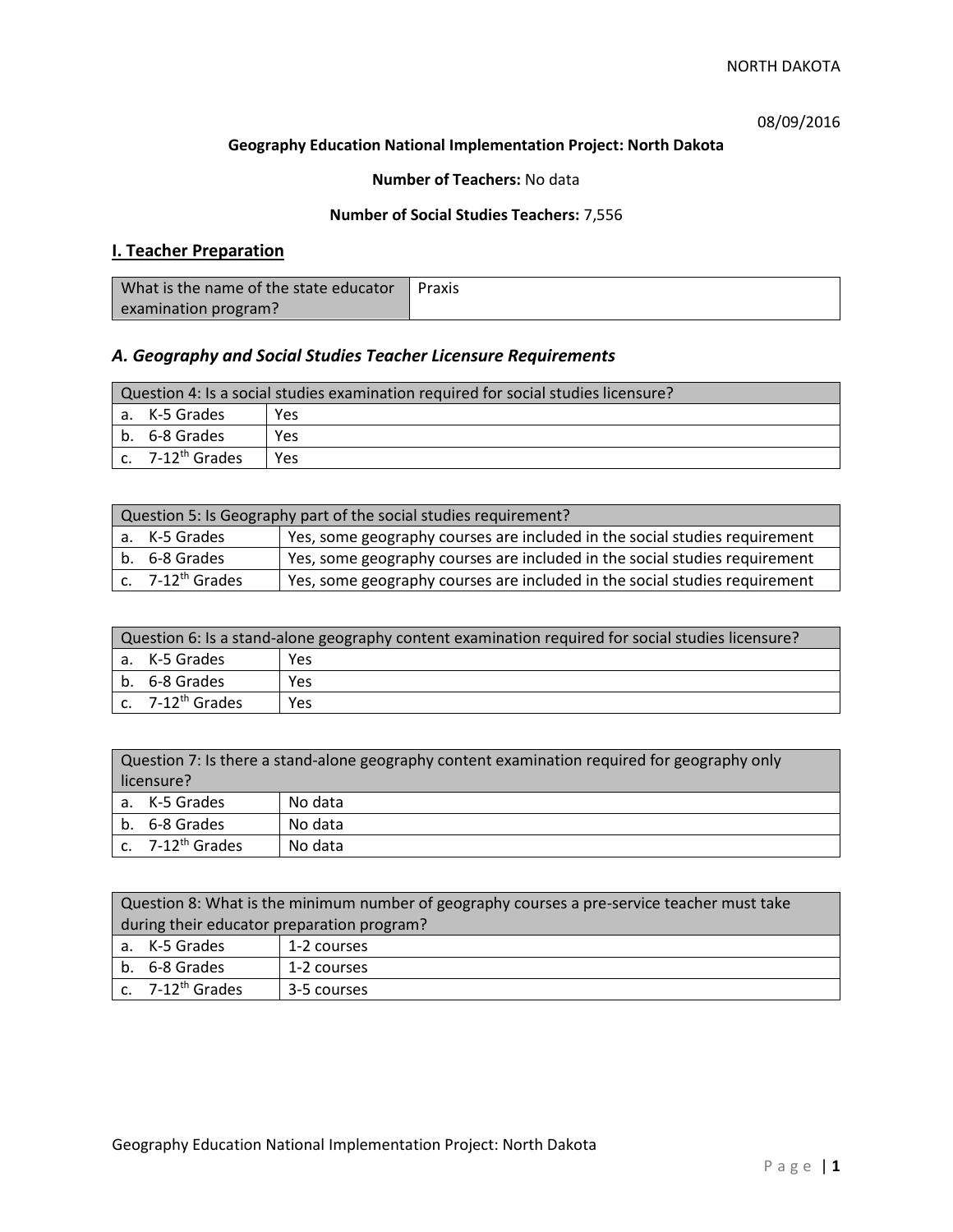08/09/2016

**Geography Education National Implementation Project: North Dakota**

**Number of Teachers:** No data

**Number of Social Studies Teachers:** 7,556

## I. Teacher Preparation

| What is the name of the state educator examination program? | Praxis |
|---|---|

### *A. Geography and Social Studies Teacher Licensure Requirements*

| Question 4: Is a social studies examination required for social studies licensure? | |
|---|---|
| a. K-5 Grades | Yes |
| b. 6-8 Grades | Yes |
| c. 7-12th Grades | Yes |

| Question 5: Is Geography part of the social studies requirement? | |
|---|---|
| a. K-5 Grades | Yes, some geography courses are included in the social studies requirement |
| b. 6-8 Grades | Yes, some geography courses are included in the social studies requirement |
| c. 7-12th Grades | Yes, some geography courses are included in the social studies requirement |

| Question 6: Is a stand-alone geography content examination required for social studies licensure? | |
|---|---|
| a. K-5 Grades | Yes |
| b. 6-8 Grades | Yes |
| c. 7-12th Grades | Yes |

| Question 7: Is there a stand-alone geography content examination required for geography only licensure? | |
|---|---|
| a. K-5 Grades | No data |
| b. 6-8 Grades | No data |
| c. 7-12th Grades | No data |

| Question 8: What is the minimum number of geography courses a pre-service teacher must take during their educator preparation program? | |
|---|---|
| a. K-5 Grades | 1-2 courses |
| b. 6-8 Grades | 1-2 courses |
| c. 7-12th Grades | 3-5 courses |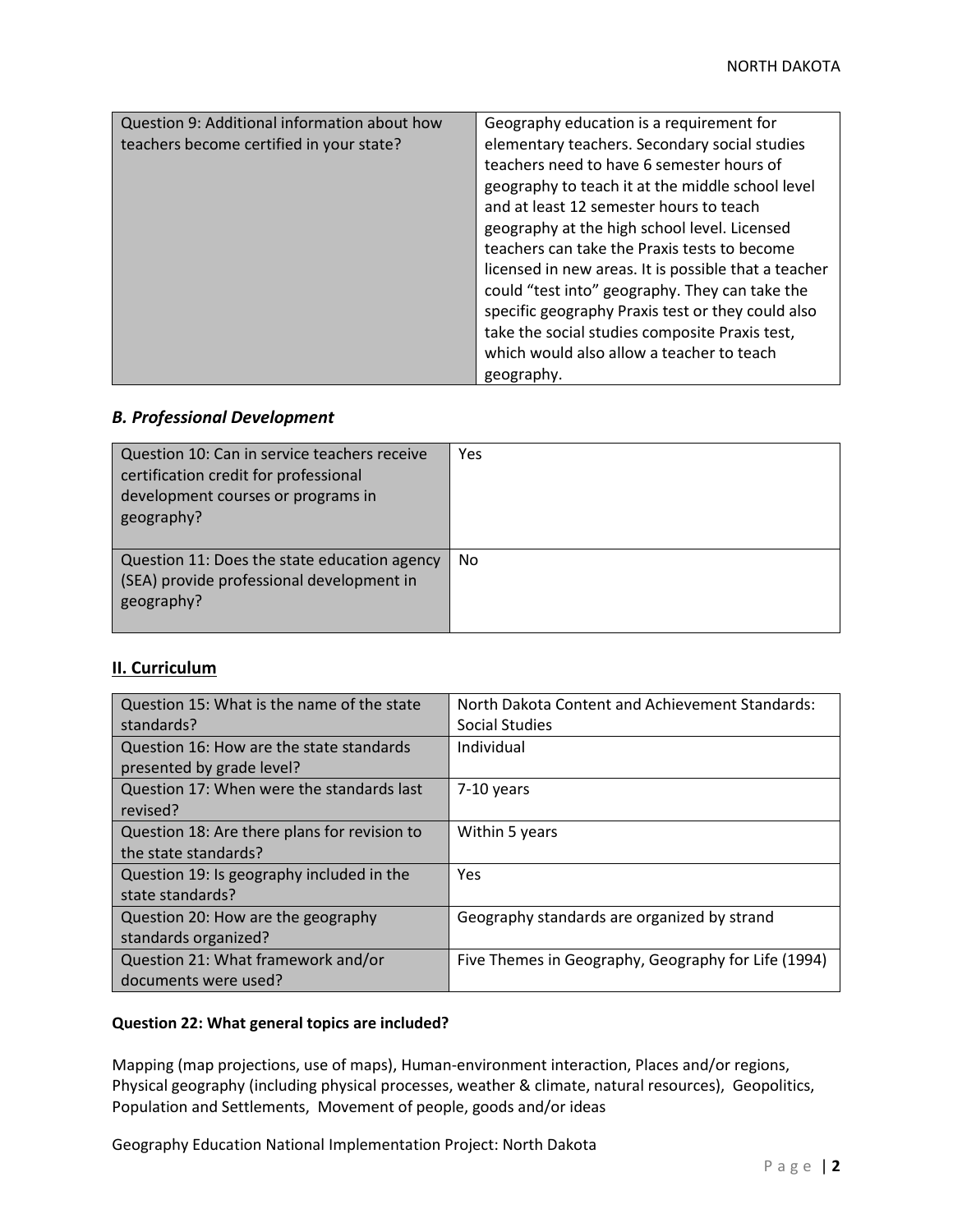| Question 9: Additional information about how teachers become certified in your state? | Geography education is a requirement for elementary teachers. Secondary social studies teachers need to have 6 semester hours of geography to teach it at the middle school level and at least 12 semester hours to teach geography at the high school level. Licensed teachers can take the Praxis tests to become licensed in new areas. It is possible that a teacher could "test into" geography. They can take the specific geography Praxis test or they could also take the social studies composite Praxis test, which would also allow a teacher to teach geography. |
|---|---|

### *B. Professional Development*

| Question 10: Can in service teachers receive certification credit for professional development courses or programs in geography? | Yes |
|---|---|
| Question 11: Does the state education agency (SEA) provide professional development in geography? | No |

## II. Curriculum

| Question 15: What is the name of the state standards? | North Dakota Content and Achievement Standards: Social Studies |
|---|---|
| Question 16: How are the state standards presented by grade level? | Individual |
| Question 17: When were the standards last revised? | 7-10 years |
| Question 18: Are there plans for revision to the state standards? | Within 5 years |
| Question 19: Is geography included in the state standards? | Yes |
| Question 20: How are the geography standards organized? | Geography standards are organized by strand |
| Question 21: What framework and/or documents were used? | Five Themes in Geography, Geography for Life (1994) |

**Question 22: What general topics are included?**

Mapping (map projections, use of maps), Human-environment interaction, Places and/or regions, Physical geography (including physical processes, weather & climate, natural resources), Geopolitics, Population and Settlements, Movement of people, goods and/or ideas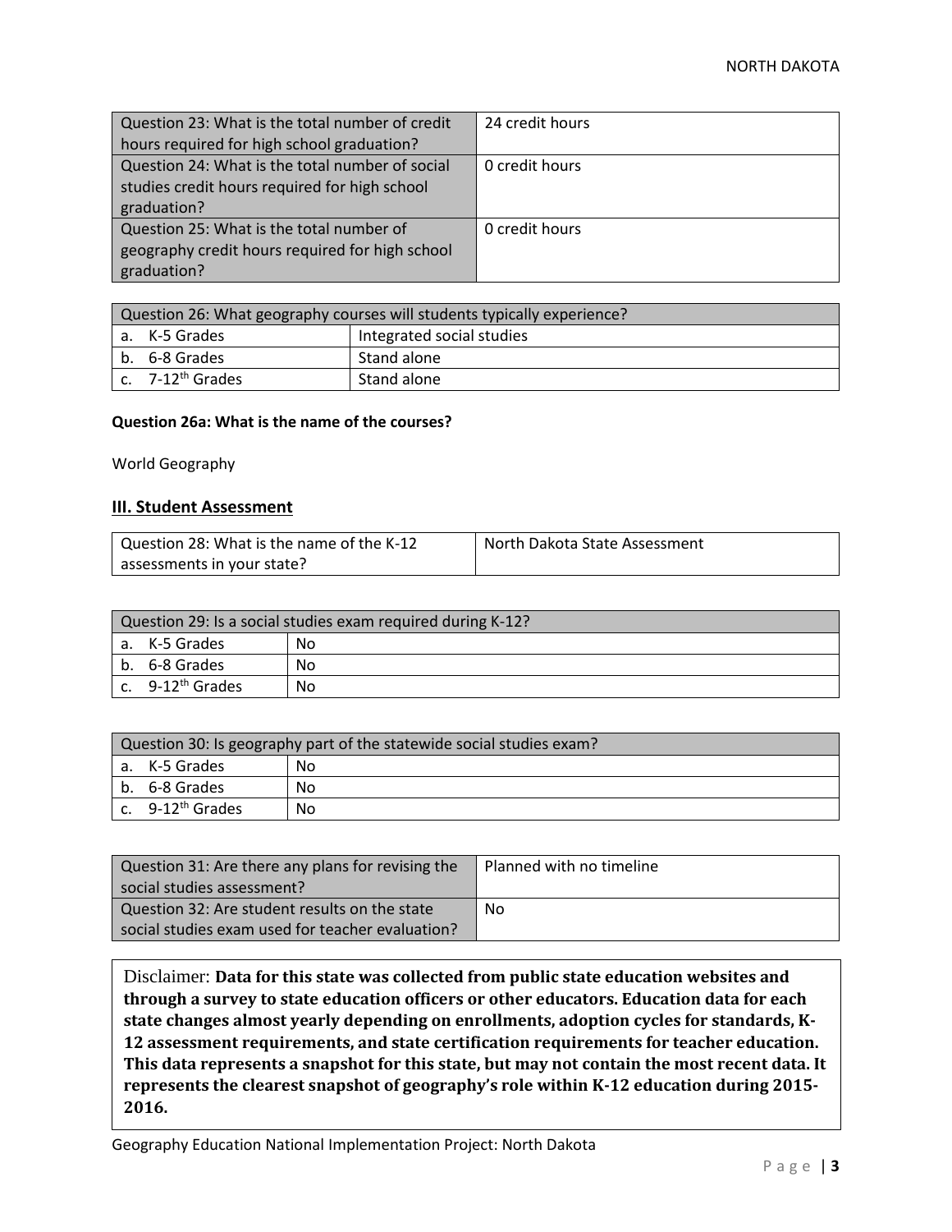| | |
|---|---|
| Question 23: What is the total number of credit hours required for high school graduation? | 24 credit hours |
| Question 24: What is the total number of social studies credit hours required for high school graduation? | 0 credit hours |
| Question 25: What is the total number of geography credit hours required for high school graduation? | 0 credit hours |

| Question 26: What geography courses will students typically experience? | |
|---|---|
| a. K-5 Grades | Integrated social studies |
| b. 6-8 Grades | Stand alone |
| c. 7-12th Grades | Stand alone |

**Question 26a: What is the name of the courses?**

World Geography

## III. Student Assessment

| | |
|---|---|
| Question 28: What is the name of the K-12 assessments in your state? | North Dakota State Assessment |

| Question 29: Is a social studies exam required during K-12? | |
|---|---|
| a. K-5 Grades | No |
| b. 6-8 Grades | No |
| c. 9-12th Grades | No |

| Question 30: Is geography part of the statewide social studies exam? | |
|---|---|
| a. K-5 Grades | No |
| b. 6-8 Grades | No |
| c. 9-12th Grades | No |

| | |
|---|---|
| Question 31: Are there any plans for revising the social studies assessment? | Planned with no timeline |
| Question 32: Are student results on the state social studies exam used for teacher evaluation? | No |

Disclaimer: **Data for this state was collected from public state education websites and through a survey to state education officers or other educators. Education data for each state changes almost yearly depending on enrollments, adoption cycles for standards, K-12 assessment requirements, and state certification requirements for teacher education. This data represents a snapshot for this state, but may not contain the most recent data. It represents the clearest snapshot of geography's role within K-12 education during 2015-2016.**